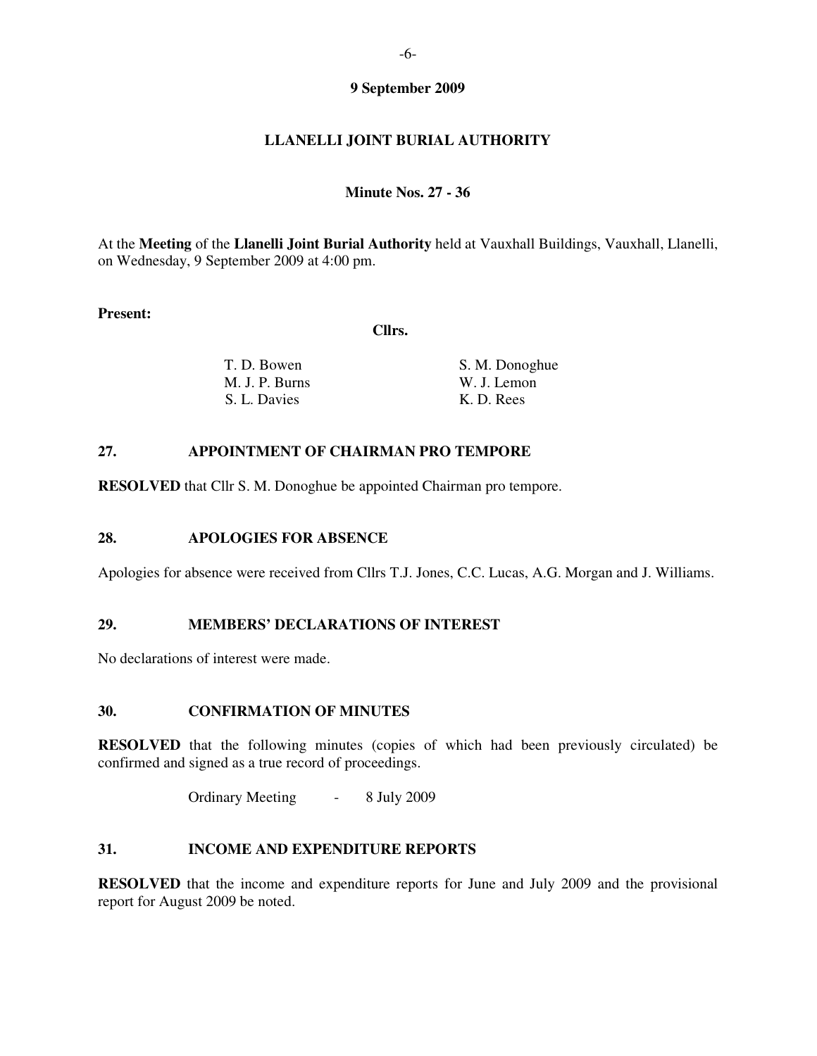**9 September 2009**

# LLANELLI JOINT BURIAL AUTHORITY

**Minute Nos. 27 - 36**

At the **Meeting** of the **Llanelli Joint Burial Authority** held at Vauxhall Buildings, Vauxhall, Llanelli, on Wednesday, 9 September 2009 at 4:00 pm.

**Present:**

**Cllrs.**

| | |
|---|---|
| T. D. Bowen | S. M. Donoghue |
| M. J. P. Burns | W. J. Lemon |
| S. L. Davies | K. D. Rees |

## 27. APPOINTMENT OF CHAIRMAN PRO TEMPORE

**RESOLVED** that Cllr S. M. Donoghue be appointed Chairman pro tempore.

## 28. APOLOGIES FOR ABSENCE

Apologies for absence were received from Cllrs T.J. Jones, C.C. Lucas, A.G. Morgan and J. Williams.

## 29. MEMBERS' DECLARATIONS OF INTEREST

No declarations of interest were made.

## 30. CONFIRMATION OF MINUTES

**RESOLVED** that the following minutes (copies of which had been previously circulated) be confirmed and signed as a true record of proceedings.

Ordinary Meeting - 8 July 2009

## 31. INCOME AND EXPENDITURE REPORTS

**RESOLVED** that the income and expenditure reports for June and July 2009 and the provisional report for August 2009 be noted.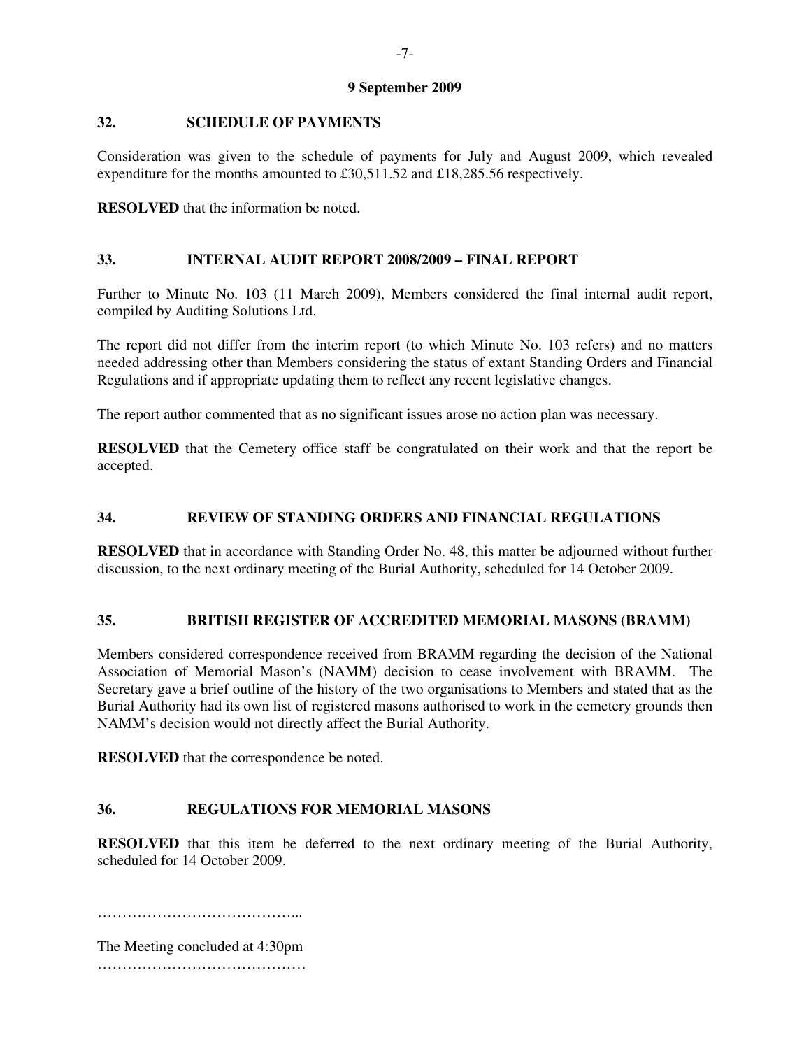**9 September 2009**

## 32. SCHEDULE OF PAYMENTS

Consideration was given to the schedule of payments for July and August 2009, which revealed expenditure for the months amounted to £30,511.52 and £18,285.56 respectively.

**RESOLVED** that the information be noted.

## 33. INTERNAL AUDIT REPORT 2008/2009 – FINAL REPORT

Further to Minute No. 103 (11 March 2009), Members considered the final internal audit report, compiled by Auditing Solutions Ltd.

The report did not differ from the interim report (to which Minute No. 103 refers) and no matters needed addressing other than Members considering the status of extant Standing Orders and Financial Regulations and if appropriate updating them to reflect any recent legislative changes.

The report author commented that as no significant issues arose no action plan was necessary.

**RESOLVED** that the Cemetery office staff be congratulated on their work and that the report be accepted.

## 34. REVIEW OF STANDING ORDERS AND FINANCIAL REGULATIONS

**RESOLVED** that in accordance with Standing Order No. 48, this matter be adjourned without further discussion, to the next ordinary meeting of the Burial Authority, scheduled for 14 October 2009.

## 35. BRITISH REGISTER OF ACCREDITED MEMORIAL MASONS (BRAMM)

Members considered correspondence received from BRAMM regarding the decision of the National Association of Memorial Mason's (NAMM) decision to cease involvement with BRAMM. The Secretary gave a brief outline of the history of the two organisations to Members and stated that as the Burial Authority had its own list of registered masons authorised to work in the cemetery grounds then NAMM's decision would not directly affect the Burial Authority.

**RESOLVED** that the correspondence be noted.

## 36. REGULATIONS FOR MEMORIAL MASONS

**RESOLVED** that this item be deferred to the next ordinary meeting of the Burial Authority, scheduled for 14 October 2009.

…………………………………...

The Meeting concluded at 4:30pm

……………………………………